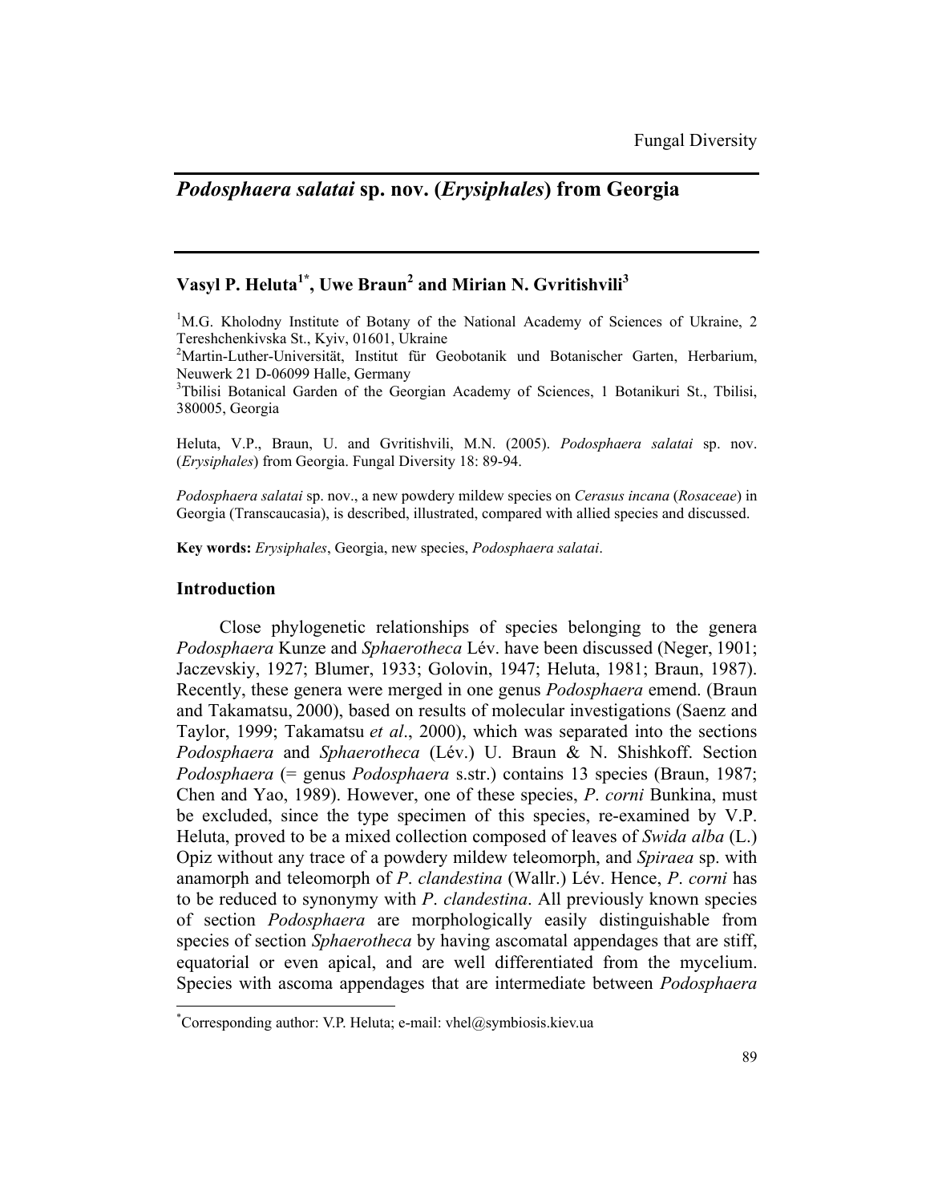# *Podosphaera salatai* sp. nov. (*Erysiphales*) from Georgia

## Vasyl P. Heluta[1*], Uwe Braun[2] and Mirian N. Gvritishvili[3]

[1]M.G. Kholodny Institute of Botany of the National Academy of Sciences of Ukraine, 2 Tereshchenkivska St., Kyiv, 01601, Ukraine

[2]Martin-Luther-Universität, Institut für Geobotanik und Botanischer Garten, Herbarium, Neuwerk 21 D-06099 Halle, Germany

[3]Tbilisi Botanical Garden of the Georgian Academy of Sciences, 1 Botanikuri St., Tbilisi, 380005, Georgia

Heluta, V.P., Braun, U. and Gvritishvili, M.N. (2005). *Podosphaera salatai* sp. nov. (*Erysiphales*) from Georgia. Fungal Diversity 18: 89-94.

*Podosphaera salatai* sp. nov., a new powdery mildew species on *Cerasus incana* (*Rosaceae*) in Georgia (Transcaucasia), is described, illustrated, compared with allied species and discussed.

**Key words:** *Erysiphales*, Georgia, new species, *Podosphaera salatai*.

## Introduction

Close phylogenetic relationships of species belonging to the genera *Podosphaera* Kunze and *Sphaerotheca* Lév. have been discussed (Neger, 1901; Jaczevskiy, 1927; Blumer, 1933; Golovin, 1947; Heluta, 1981; Braun, 1987). Recently, these genera were merged in one genus *Podosphaera* emend. (Braun and Takamatsu, 2000), based on results of molecular investigations (Saenz and Taylor, 1999; Takamatsu *et al*., 2000), which was separated into the sections *Podosphaera* and *Sphaerotheca* (Lév.) U. Braun & N. Shishkoff. Section *Podosphaera* (= genus *Podosphaera* s.str.) contains 13 species (Braun, 1987; Chen and Yao, 1989). However, one of these species, *P. corni* Bunkina, must be excluded, since the type specimen of this species, re-examined by V.P. Heluta, proved to be a mixed collection composed of leaves of *Swida alba* (L.) Opiz without any trace of a powdery mildew teleomorph, and *Spiraea* sp. with anamorph and teleomorph of *P. clandestina* (Wallr.) Lév. Hence, *P. corni* has to be reduced to synonymy with *P. clandestina*. All previously known species of section *Podosphaera* are morphologically easily distinguishable from species of section *Sphaerotheca* by having ascomatal appendages that are stiff, equatorial or even apical, and are well differentiated from the mycelium. Species with ascoma appendages that are intermediate between *Podosphaera*

*Corresponding author: V.P. Heluta; e-mail: vhel@symbiosis.kiev.ua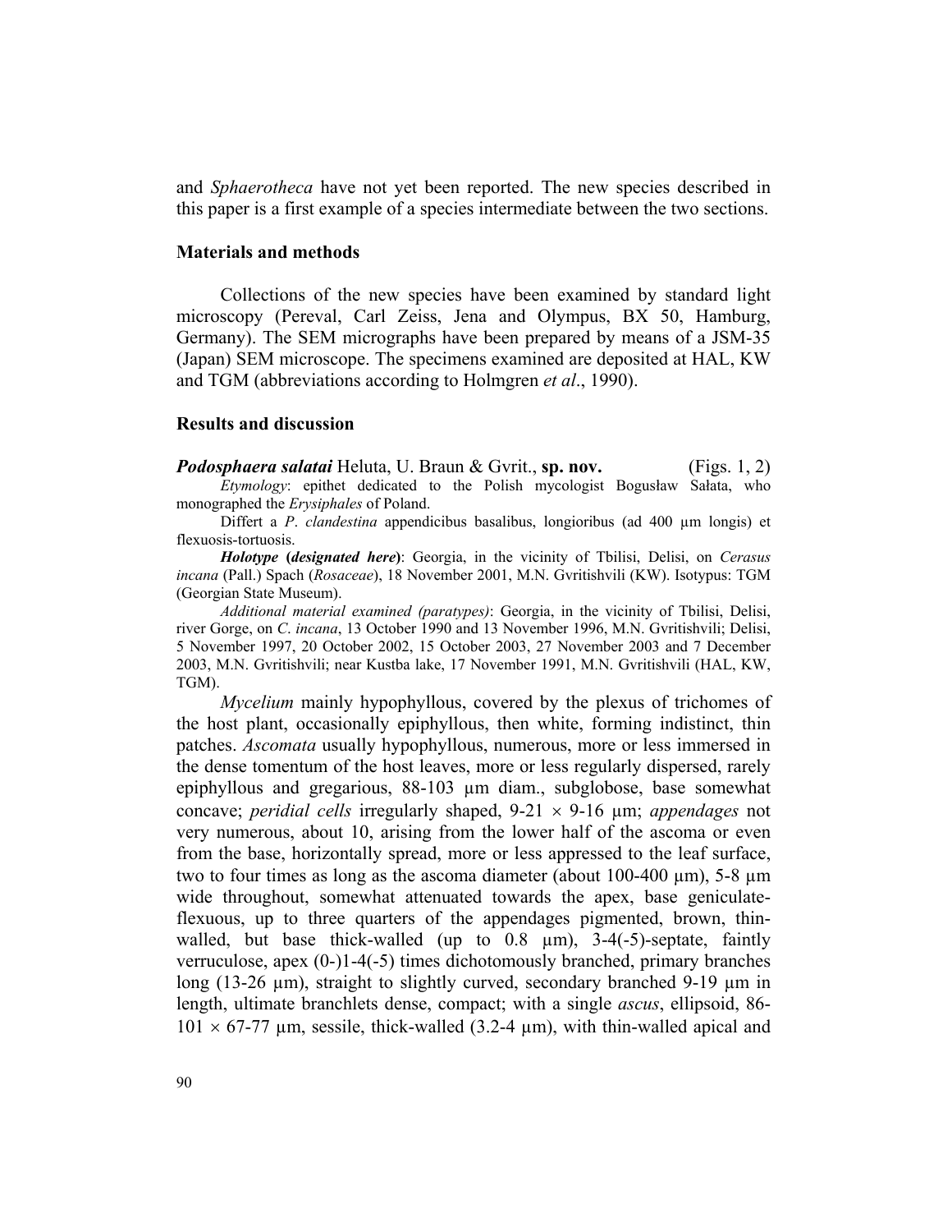and *Sphaerotheca* have not yet been reported. The new species described in this paper is a first example of a species intermediate between the two sections.

## Materials and methods

Collections of the new species have been examined by standard light microscopy (Pereval, Carl Zeiss, Jena and Olympus, BX 50, Hamburg, Germany). The SEM micrographs have been prepared by means of a JSM-35 (Japan) SEM microscope. The specimens examined are deposited at HAL, KW and TGM (abbreviations according to Holmgren *et al*., 1990).

## Results and discussion

***Podosphaera salatai*** Heluta, U. Braun & Gvrit., **sp. nov.** (Figs. 1, 2)

*Etymology*: epithet dedicated to the Polish mycologist Bogusław Sałata, who monographed the *Erysiphales* of Poland.

Differt a *P. clandestina* appendicibus basalibus, longioribus (ad 400 µm longis) et flexuosis-tortuosis.

***Holotype* (*designated here*)**: Georgia, in the vicinity of Tbilisi, Delisi, on *Cerasus incana* (Pall.) Spach (*Rosaceae*), 18 November 2001, M.N. Gvritishvili (KW). Isotypus: TGM (Georgian State Museum).

*Additional material examined (paratypes)*: Georgia, in the vicinity of Tbilisi, Delisi, river Gorge, on *C. incana*, 13 October 1990 and 13 November 1996, M.N. Gvritishvili; Delisi, 5 November 1997, 20 October 2002, 15 October 2003, 27 November 2003 and 7 December 2003, M.N. Gvritishvili; near Kustba lake, 17 November 1991, M.N. Gvritishvili (HAL, KW, TGM).

*Mycelium* mainly hypophyllous, covered by the plexus of trichomes of the host plant, occasionally epiphyllous, then white, forming indistinct, thin patches. *Ascomata* usually hypophyllous, numerous, more or less immersed in the dense tomentum of the host leaves, more or less regularly dispersed, rarely epiphyllous and gregarious, 88-103 µm diam., subglobose, base somewhat concave; *peridial cells* irregularly shaped, 9-21 × 9-16 µm; *appendages* not very numerous, about 10, arising from the lower half of the ascoma or even from the base, horizontally spread, more or less appressed to the leaf surface, two to four times as long as the ascoma diameter (about 100-400 µm), 5-8 µm wide throughout, somewhat attenuated towards the apex, base geniculate-flexuous, up to three quarters of the appendages pigmented, brown, thin-walled, but base thick-walled (up to 0.8 µm), 3-4(-5)-septate, faintly verruculose, apex (0-)1-4(-5) times dichotomously branched, primary branches long (13-26 µm), straight to slightly curved, secondary branched 9-19 µm in length, ultimate branchlets dense, compact; with a single *ascus*, ellipsoid, 86-101 × 67-77 µm, sessile, thick-walled (3.2-4 µm), with thin-walled apical and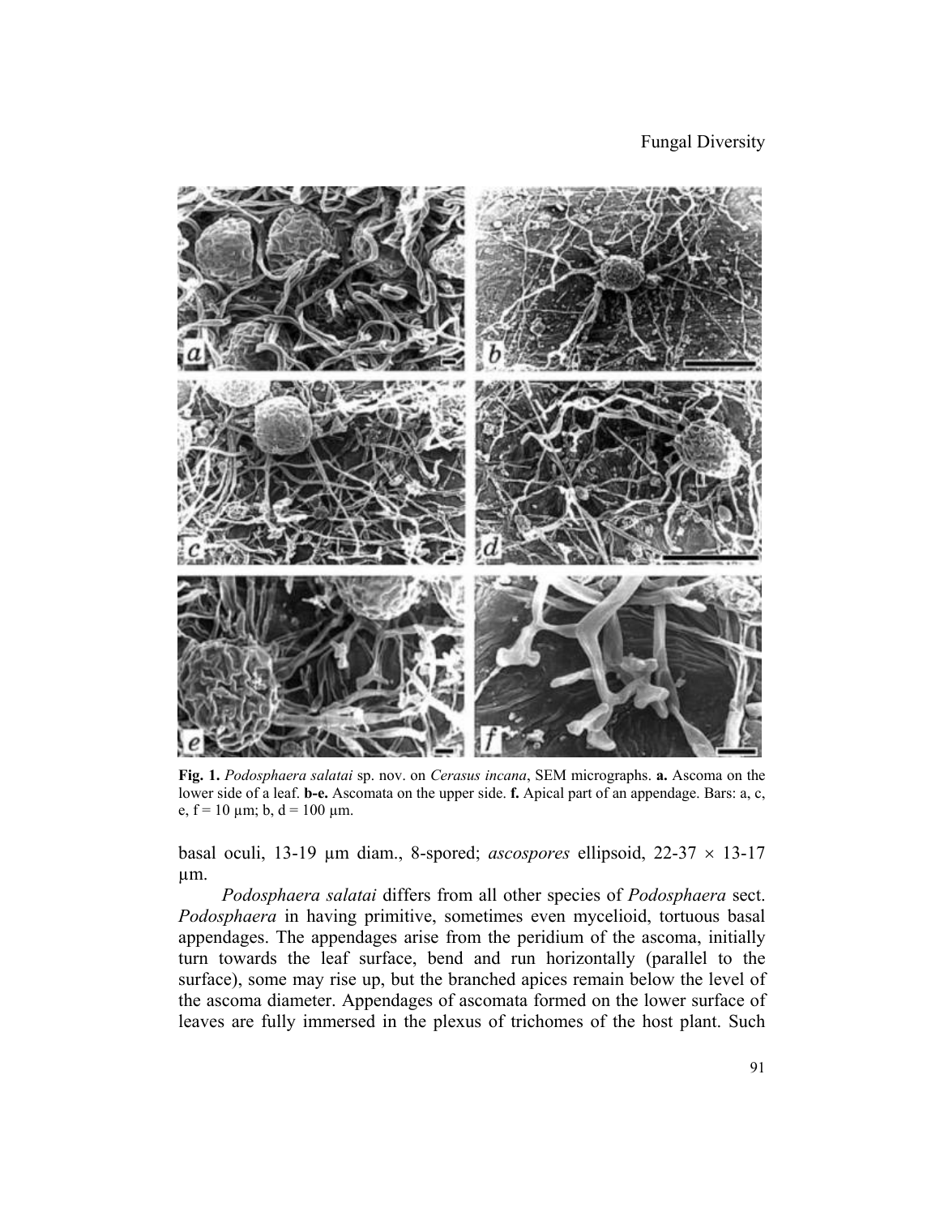**Fig. 1.** *Podosphaera salatai* sp. nov. on *Cerasus incana*, SEM micrographs. **a.** Ascoma on the lower side of a leaf. **b-e.** Ascomata on the upper side. **f.** Apical part of an appendage. Bars: a, c, e, f = 10 µm; b, d = 100 µm.

basal oculi, 13-19 µm diam., 8-spored; *ascospores* ellipsoid, 22-37 × 13-17 µm.

*Podosphaera salatai* differs from all other species of *Podosphaera* sect. *Podosphaera* in having primitive, sometimes even mycelioid, tortuous basal appendages. The appendages arise from the peridium of the ascoma, initially turn towards the leaf surface, bend and run horizontally (parallel to the surface), some may rise up, but the branched apices remain below the level of the ascoma diameter. Appendages of ascomata formed on the lower surface of leaves are fully immersed in the plexus of trichomes of the host plant. Such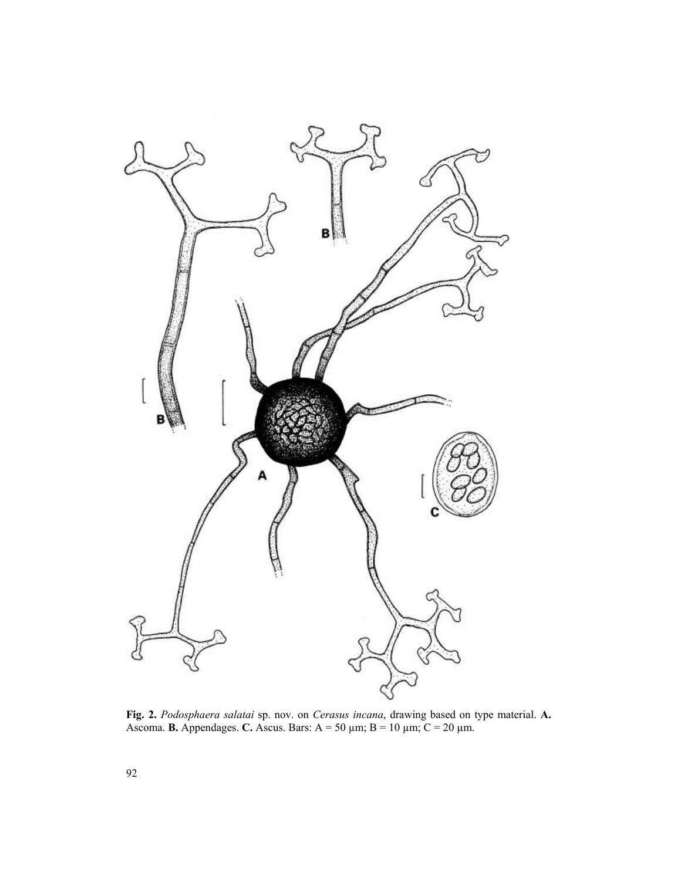**Fig. 2.** *Podosphaera salatai* sp. nov. on *Cerasus incana*, drawing based on type material. **A.** Ascoma. **B.** Appendages. **C.** Ascus. Bars: A = 50 µm; B = 10 µm; C = 20 µm.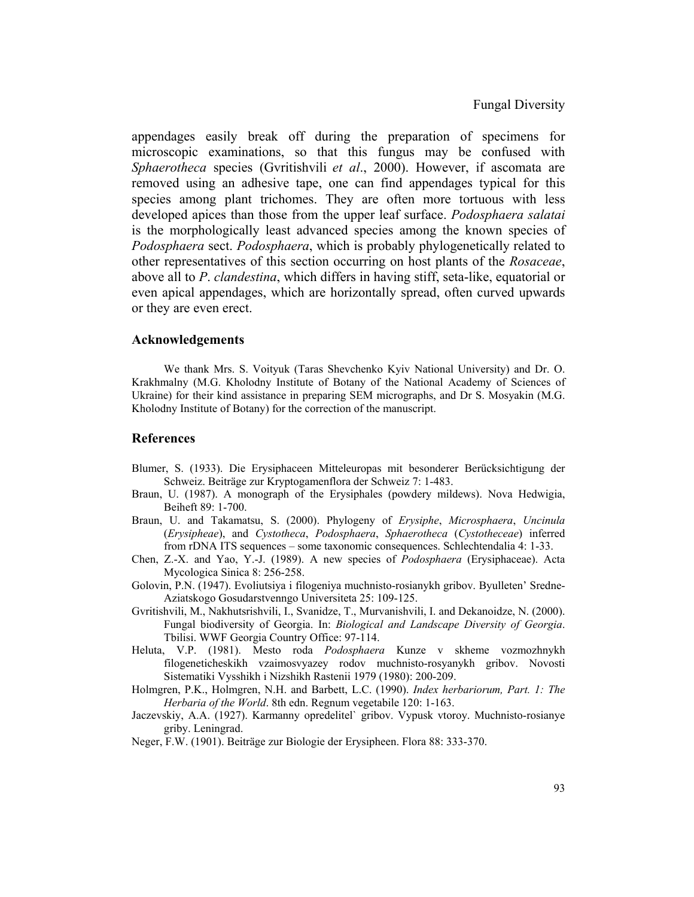appendages easily break off during the preparation of specimens for microscopic examinations, so that this fungus may be confused with *Sphaerotheca* species (Gvritishvili *et al*., 2000). However, if ascomata are removed using an adhesive tape, one can find appendages typical for this species among plant trichomes. They are often more tortuous with less developed apices than those from the upper leaf surface. *Podosphaera salatai* is the morphologically least advanced species among the known species of *Podosphaera* sect. *Podosphaera*, which is probably phylogenetically related to other representatives of this section occurring on host plants of the *Rosaceae*, above all to *P*. *clandestina*, which differs in having stiff, seta-like, equatorial or even apical appendages, which are horizontally spread, often curved upwards or they are even erect.

## Acknowledgements

We thank Mrs. S. Voityuk (Taras Shevchenko Kyiv National University) and Dr. O. Krakhmalny (M.G. Kholodny Institute of Botany of the National Academy of Sciences of Ukraine) for their kind assistance in preparing SEM micrographs, and Dr S. Mosyakin (M.G. Kholodny Institute of Botany) for the correction of the manuscript.

## References

Blumer, S. (1933). Die Erysiphaceen Mitteleuropas mit besonderer Berücksichtigung der Schweiz. Beiträge zur Kryptogamenflora der Schweiz 7: 1-483.

Braun, U. (1987). A monograph of the Erysiphales (powdery mildews). Nova Hedwigia, Beiheft 89: 1-700.

Braun, U. and Takamatsu, S. (2000). Phylogeny of *Erysiphe*, *Microsphaera*, *Uncinula* (*Erysipheae*), and *Cystotheca*, *Podosphaera*, *Sphaerotheca* (*Cystotheceae*) inferred from rDNA ITS sequences – some taxonomic consequences. Schlechtendalia 4: 1-33.

Chen, Z.-X. and Yao, Y.-J. (1989). A new species of *Podosphaera* (Erysiphaceae). Acta Mycologica Sinica 8: 256-258.

Golovin, P.N. (1947). Evoliutsiya i filogeniya muchnisto-rosianykh gribov. Byulleten' Sredne-Aziatskogo Gosudarstvenngo Universiteta 25: 109-125.

Gvritishvili, M., Nakhutsrishvili, I., Svanidze, T., Murvanishvili, I. and Dekanoidze, N. (2000). Fungal biodiversity of Georgia. In: *Biological and Landscape Diversity of Georgia*. Tbilisi. WWF Georgia Country Office: 97-114.

Heluta, V.P. (1981). Mesto roda *Podosphaera* Kunze v skheme vozmozhnykh filogeneticheskikh vzaimosvyazey rodov muchnisto-rosyanykh gribov. Novosti Sistematiki Vysshikh i Nizshikh Rastenii 1979 (1980): 200-209.

Holmgren, P.K., Holmgren, N.H. and Barbett, L.C. (1990). *Index herbariorum, Part. 1: The Herbaria of the World*. 8th edn. Regnum vegetabile 120: 1-163.

Jaczevskiy, A.A. (1927). Karmanny opredelitel` gribov. Vypusk vtoroy. Muchnisto-rosianye griby. Leningrad.

Neger, F.W. (1901). Beiträge zur Biologie der Erysipheen. Flora 88: 333-370.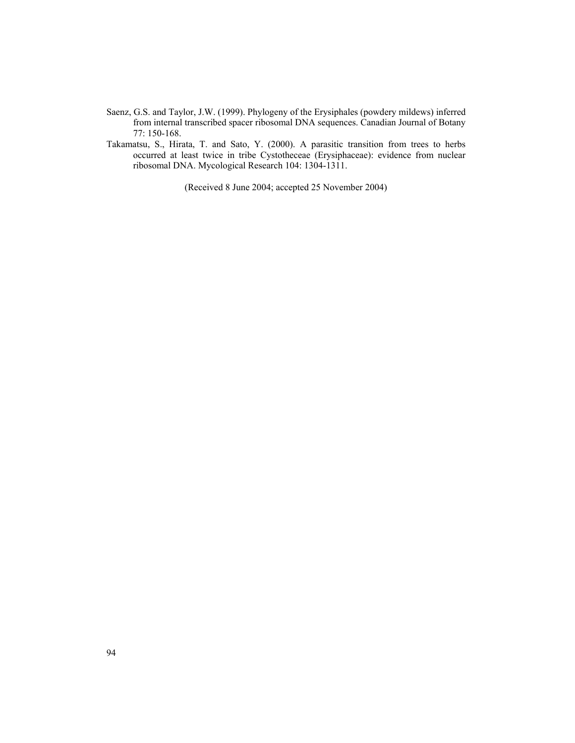Saenz, G.S. and Taylor, J.W. (1999). Phylogeny of the Erysiphales (powdery mildews) inferred from internal transcribed spacer ribosomal DNA sequences. Canadian Journal of Botany 77: 150-168.

Takamatsu, S., Hirata, T. and Sato, Y. (2000). A parasitic transition from trees to herbs occurred at least twice in tribe Cystotheceae (Erysiphaceae): evidence from nuclear ribosomal DNA. Mycological Research 104: 1304-1311.

(Received 8 June 2004; accepted 25 November 2004)